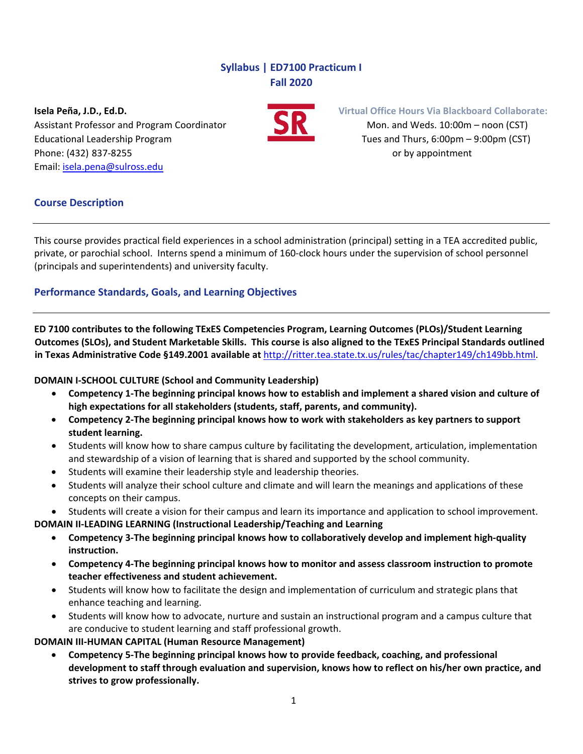# Syllabus | ED7100 Practicum I
# Fall 2020

**Isela Peña, J.D., Ed.D.**
Assistant Professor and Program Coordinator
Educational Leadership Program
Phone: (432) 837-8255
Email: [isela.pena@sulross.edu](mailto:isela.pena@sulross.edu)

**Virtual Office Hours Via Blackboard Collaborate:**
Mon. and Weds. 10:00m – noon (CST)
Tues and Thurs, 6:00pm – 9:00pm (CST)
or by appointment

## Course Description

This course provides practical field experiences in a school administration (principal) setting in a TEA accredited public, private, or parochial school. Interns spend a minimum of 160-clock hours under the supervision of school personnel (principals and superintendents) and university faculty.

## Performance Standards, Goals, and Learning Objectives

**ED 7100 contributes to the following TExES Competencies Program, Learning Outcomes (PLOs)/Student Learning Outcomes (SLOs), and Student Marketable Skills. This course is also aligned to the TExES Principal Standards outlined in Texas Administrative Code §149.2001 available at [http://ritter.tea.state.tx.us/rules/tac/chapter149/ch149bb.html](http://ritter.tea.state.tx.us/rules/tac/chapter149/ch149bb.html).**

**DOMAIN I-SCHOOL CULTURE (School and Community Leadership)**

- **Competency 1-The beginning principal knows how to establish and implement a shared vision and culture of high expectations for all stakeholders (students, staff, parents, and community).**
- **Competency 2-The beginning principal knows how to work with stakeholders as key partners to support student learning.**
- Students will know how to share campus culture by facilitating the development, articulation, implementation and stewardship of a vision of learning that is shared and supported by the school community.
- Students will examine their leadership style and leadership theories.
- Students will analyze their school culture and climate and will learn the meanings and applications of these concepts on their campus.
- Students will create a vision for their campus and learn its importance and application to school improvement.

**DOMAIN II-LEADING LEARNING (Instructional Leadership/Teaching and Learning**

- **Competency 3-The beginning principal knows how to collaboratively develop and implement high-quality instruction.**
- **Competency 4-The beginning principal knows how to monitor and assess classroom instruction to promote teacher effectiveness and student achievement.**
- Students will know how to facilitate the design and implementation of curriculum and strategic plans that enhance teaching and learning.
- Students will know how to advocate, nurture and sustain an instructional program and a campus culture that are conducive to student learning and staff professional growth.

**DOMAIN III-HUMAN CAPITAL (Human Resource Management)**

- **Competency 5-The beginning principal knows how to provide feedback, coaching, and professional development to staff through evaluation and supervision, knows how to reflect on his/her own practice, and strives to grow professionally.**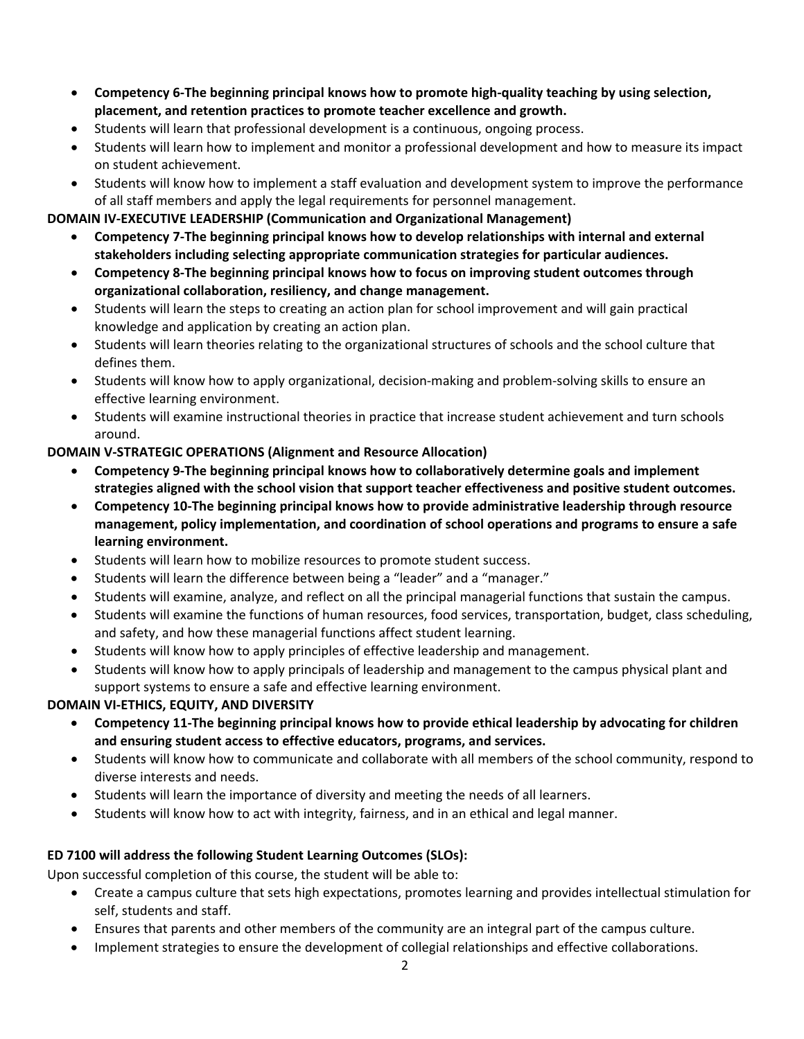- **Competency 6-The beginning principal knows how to promote high-quality teaching by using selection, placement, and retention practices to promote teacher excellence and growth.**
- Students will learn that professional development is a continuous, ongoing process.
- Students will learn how to implement and monitor a professional development and how to measure its impact on student achievement.
- Students will know how to implement a staff evaluation and development system to improve the performance of all staff members and apply the legal requirements for personnel management.

**DOMAIN IV-EXECUTIVE LEADERSHIP (Communication and Organizational Management)**

- **Competency 7-The beginning principal knows how to develop relationships with internal and external stakeholders including selecting appropriate communication strategies for particular audiences.**
- **Competency 8-The beginning principal knows how to focus on improving student outcomes through organizational collaboration, resiliency, and change management.**
- Students will learn the steps to creating an action plan for school improvement and will gain practical knowledge and application by creating an action plan.
- Students will learn theories relating to the organizational structures of schools and the school culture that defines them.
- Students will know how to apply organizational, decision-making and problem-solving skills to ensure an effective learning environment.
- Students will examine instructional theories in practice that increase student achievement and turn schools around.

**DOMAIN V-STRATEGIC OPERATIONS (Alignment and Resource Allocation)**

- **Competency 9-The beginning principal knows how to collaboratively determine goals and implement strategies aligned with the school vision that support teacher effectiveness and positive student outcomes.**
- **Competency 10-The beginning principal knows how to provide administrative leadership through resource management, policy implementation, and coordination of school operations and programs to ensure a safe learning environment.**
- Students will learn how to mobilize resources to promote student success.
- Students will learn the difference between being a "leader" and a "manager."
- Students will examine, analyze, and reflect on all the principal managerial functions that sustain the campus.
- Students will examine the functions of human resources, food services, transportation, budget, class scheduling, and safety, and how these managerial functions affect student learning.
- Students will know how to apply principles of effective leadership and management.
- Students will know how to apply principals of leadership and management to the campus physical plant and support systems to ensure a safe and effective learning environment.

**DOMAIN VI-ETHICS, EQUITY, AND DIVERSITY**

- **Competency 11-The beginning principal knows how to provide ethical leadership by advocating for children and ensuring student access to effective educators, programs, and services.**
- Students will know how to communicate and collaborate with all members of the school community, respond to diverse interests and needs.
- Students will learn the importance of diversity and meeting the needs of all learners.
- Students will know how to act with integrity, fairness, and in an ethical and legal manner.

**ED 7100 will address the following Student Learning Outcomes (SLOs):**

Upon successful completion of this course, the student will be able to:

- Create a campus culture that sets high expectations, promotes learning and provides intellectual stimulation for self, students and staff.
- Ensures that parents and other members of the community are an integral part of the campus culture.
- Implement strategies to ensure the development of collegial relationships and effective collaborations.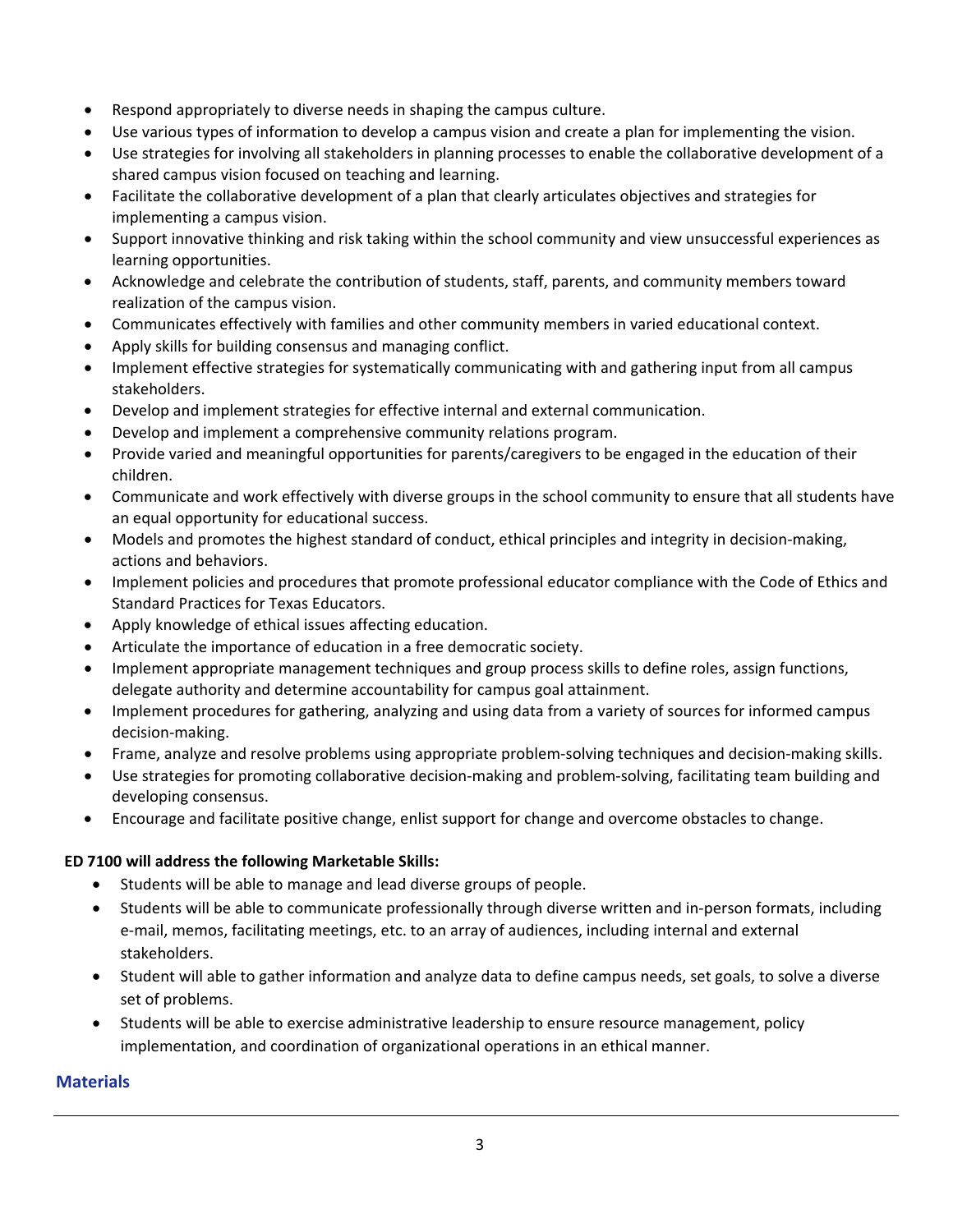- Respond appropriately to diverse needs in shaping the campus culture.
- Use various types of information to develop a campus vision and create a plan for implementing the vision.
- Use strategies for involving all stakeholders in planning processes to enable the collaborative development of a shared campus vision focused on teaching and learning.
- Facilitate the collaborative development of a plan that clearly articulates objectives and strategies for implementing a campus vision.
- Support innovative thinking and risk taking within the school community and view unsuccessful experiences as learning opportunities.
- Acknowledge and celebrate the contribution of students, staff, parents, and community members toward realization of the campus vision.
- Communicates effectively with families and other community members in varied educational context.
- Apply skills for building consensus and managing conflict.
- Implement effective strategies for systematically communicating with and gathering input from all campus stakeholders.
- Develop and implement strategies for effective internal and external communication.
- Develop and implement a comprehensive community relations program.
- Provide varied and meaningful opportunities for parents/caregivers to be engaged in the education of their children.
- Communicate and work effectively with diverse groups in the school community to ensure that all students have an equal opportunity for educational success.
- Models and promotes the highest standard of conduct, ethical principles and integrity in decision-making, actions and behaviors.
- Implement policies and procedures that promote professional educator compliance with the Code of Ethics and Standard Practices for Texas Educators.
- Apply knowledge of ethical issues affecting education.
- Articulate the importance of education in a free democratic society.
- Implement appropriate management techniques and group process skills to define roles, assign functions, delegate authority and determine accountability for campus goal attainment.
- Implement procedures for gathering, analyzing and using data from a variety of sources for informed campus decision-making.
- Frame, analyze and resolve problems using appropriate problem-solving techniques and decision-making skills.
- Use strategies for promoting collaborative decision-making and problem-solving, facilitating team building and developing consensus.
- Encourage and facilitate positive change, enlist support for change and overcome obstacles to change.

**ED 7100 will address the following Marketable Skills:**

- Students will be able to manage and lead diverse groups of people.
- Students will be able to communicate professionally through diverse written and in-person formats, including e-mail, memos, facilitating meetings, etc. to an array of audiences, including internal and external stakeholders.
- Student will able to gather information and analyze data to define campus needs, set goals, to solve a diverse set of problems.
- Students will be able to exercise administrative leadership to ensure resource management, policy implementation, and coordination of organizational operations in an ethical manner.

## Materials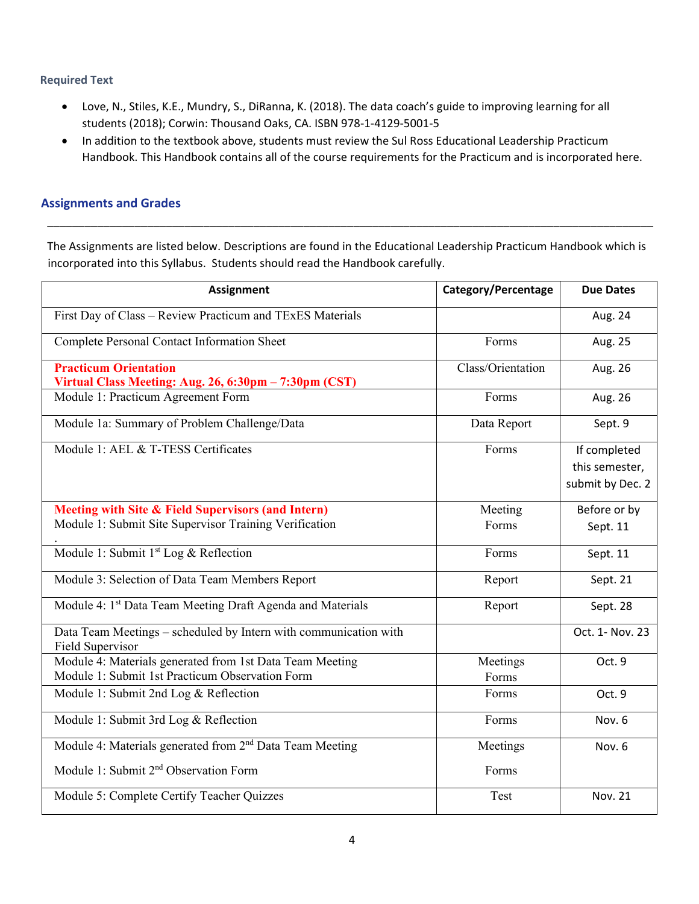### Required Text

- Love, N., Stiles, K.E., Mundry, S., DiRanna, K. (2018). The data coach's guide to improving learning for all students (2018); Corwin: Thousand Oaks, CA. ISBN 978-1-4129-5001-5
- In addition to the textbook above, students must review the Sul Ross Educational Leadership Practicum Handbook. This Handbook contains all of the course requirements for the Practicum and is incorporated here.

## Assignments and Grades

The Assignments are listed below. Descriptions are found in the Educational Leadership Practicum Handbook which is incorporated into this Syllabus. Students should read the Handbook carefully.

| Assignment | Category/Percentage | Due Dates |
|---|---|---|
| First Day of Class – Review Practicum and TExES Materials | | Aug. 24 |
| Complete Personal Contact Information Sheet | Forms | Aug. 25 |
| **Practicum Orientation**<br>**Virtual Class Meeting: Aug. 26, 6:30pm – 7:30pm (CST)** | Class/Orientation | Aug. 26 |
| Module 1: Practicum Agreement Form | Forms | Aug. 26 |
| Module 1a: Summary of Problem Challenge/Data | Data Report | Sept. 9 |
| Module 1: AEL & T-TESS Certificates | Forms | If completed this semester, submit by Dec. 2 |
| **Meeting with Site & Field Supervisors (and Intern)**<br>Module 1: Submit Site Supervisor Training Verification<br>. | Meeting<br>Forms | Before or by Sept. 11 |
| Module 1: Submit 1st Log & Reflection | Forms | Sept. 11 |
| Module 3: Selection of Data Team Members Report | Report | Sept. 21 |
| Module 4: 1st Data Team Meeting Draft Agenda and Materials | Report | Sept. 28 |
| Data Team Meetings – scheduled by Intern with communication with Field Supervisor | | Oct. 1- Nov. 23 |
| Module 4: Materials generated from 1st Data Team Meeting<br>Module 1: Submit 1st Practicum Observation Form | Meetings<br>Forms | Oct. 9 |
| Module 1: Submit 2nd Log & Reflection | Forms | Oct. 9 |
| Module 1: Submit 3rd Log & Reflection | Forms | Nov. 6 |
| Module 4: Materials generated from 2nd Data Team Meeting<br><br>Module 1: Submit 2nd Observation Form | Meetings<br><br>Forms | Nov. 6 |
| Module 5: Complete Certify Teacher Quizzes | Test | Nov. 21 |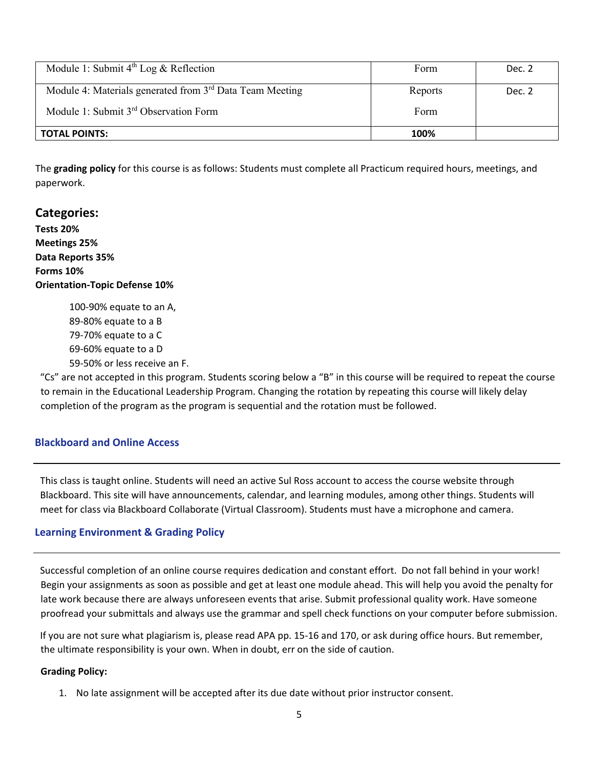| Module 1: Submit 4th Log & Reflection | Form | Dec. 2 |
|---|---|---|
| Module 4: Materials generated from 3rd Data Team Meeting<br>Module 1: Submit 3rd Observation Form | Reports<br>Form | Dec. 2 |
| **TOTAL POINTS:** | **100%** | |

The **grading policy** for this course is as follows: Students must complete all Practicum required hours, meetings, and paperwork.

## Categories:

**Tests 20%**
**Meetings 25%**
**Data Reports 35%**
**Forms 10%**
**Orientation-Topic Defense 10%**

100-90% equate to an A,
89-80% equate to a B
79-70% equate to a C
69-60% equate to a D
59-50% or less receive an F.

"Cs" are not accepted in this program. Students scoring below a "B" in this course will be required to repeat the course to remain in the Educational Leadership Program. Changing the rotation by repeating this course will likely delay completion of the program as the program is sequential and the rotation must be followed.

### Blackboard and Online Access

This class is taught online. Students will need an active Sul Ross account to access the course website through Blackboard. This site will have announcements, calendar, and learning modules, among other things. Students will meet for class via Blackboard Collaborate (Virtual Classroom). Students must have a microphone and camera.

### Learning Environment & Grading Policy

Successful completion of an online course requires dedication and constant effort. Do not fall behind in your work! Begin your assignments as soon as possible and get at least one module ahead. This will help you avoid the penalty for late work because there are always unforeseen events that arise. Submit professional quality work. Have someone proofread your submittals and always use the grammar and spell check functions on your computer before submission.

If you are not sure what plagiarism is, please read APA pp. 15-16 and 170, or ask during office hours. But remember, the ultimate responsibility is your own. When in doubt, err on the side of caution.

**Grading Policy:**

1. No late assignment will be accepted after its due date without prior instructor consent.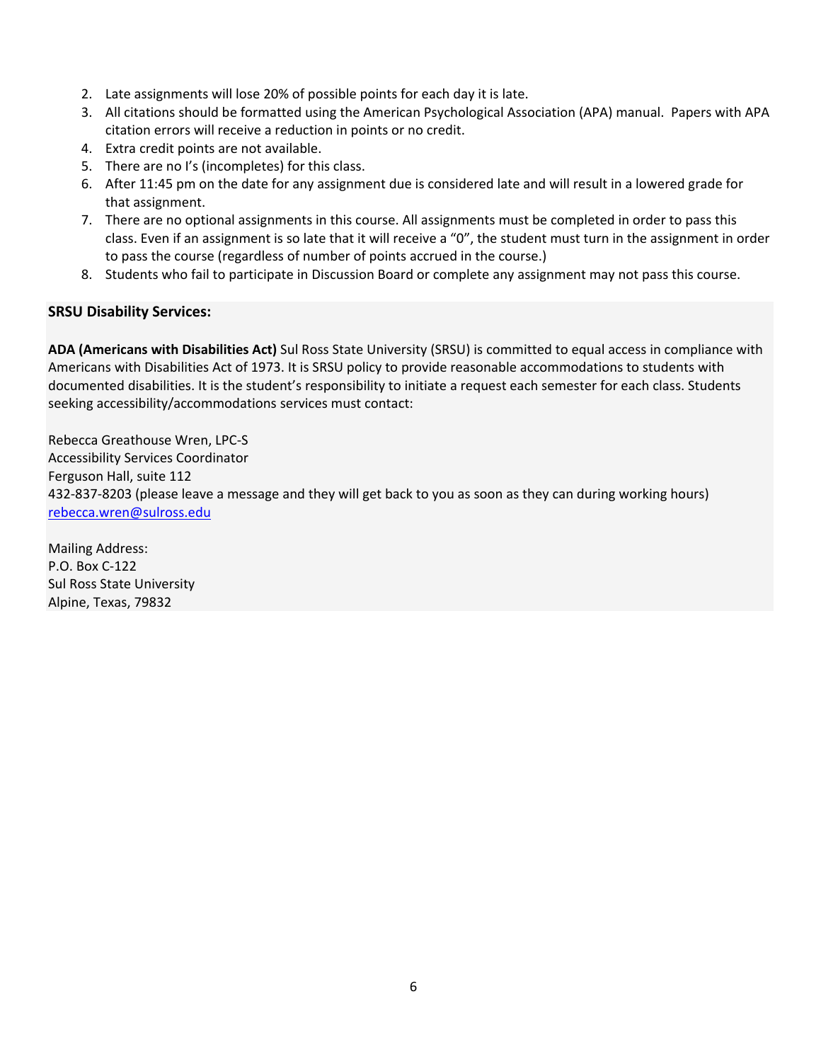2. Late assignments will lose 20% of possible points for each day it is late.
3. All citations should be formatted using the American Psychological Association (APA) manual. Papers with APA citation errors will receive a reduction in points or no credit.
4. Extra credit points are not available.
5. There are no I's (incompletes) for this class.
6. After 11:45 pm on the date for any assignment due is considered late and will result in a lowered grade for that assignment.
7. There are no optional assignments in this course. All assignments must be completed in order to pass this class. Even if an assignment is so late that it will receive a "0", the student must turn in the assignment in order to pass the course (regardless of number of points accrued in the course.)
8. Students who fail to participate in Discussion Board or complete any assignment may not pass this course.

**SRSU Disability Services:**

**ADA (Americans with Disabilities Act)** Sul Ross State University (SRSU) is committed to equal access in compliance with Americans with Disabilities Act of 1973. It is SRSU policy to provide reasonable accommodations to students with documented disabilities. It is the student's responsibility to initiate a request each semester for each class. Students seeking accessibility/accommodations services must contact:

Rebecca Greathouse Wren, LPC-S
Accessibility Services Coordinator
Ferguson Hall, suite 112
432-837-8203 (please leave a message and they will get back to you as soon as they can during working hours)
rebecca.wren@sulross.edu

Mailing Address:
P.O. Box C-122
Sul Ross State University
Alpine, Texas, 79832